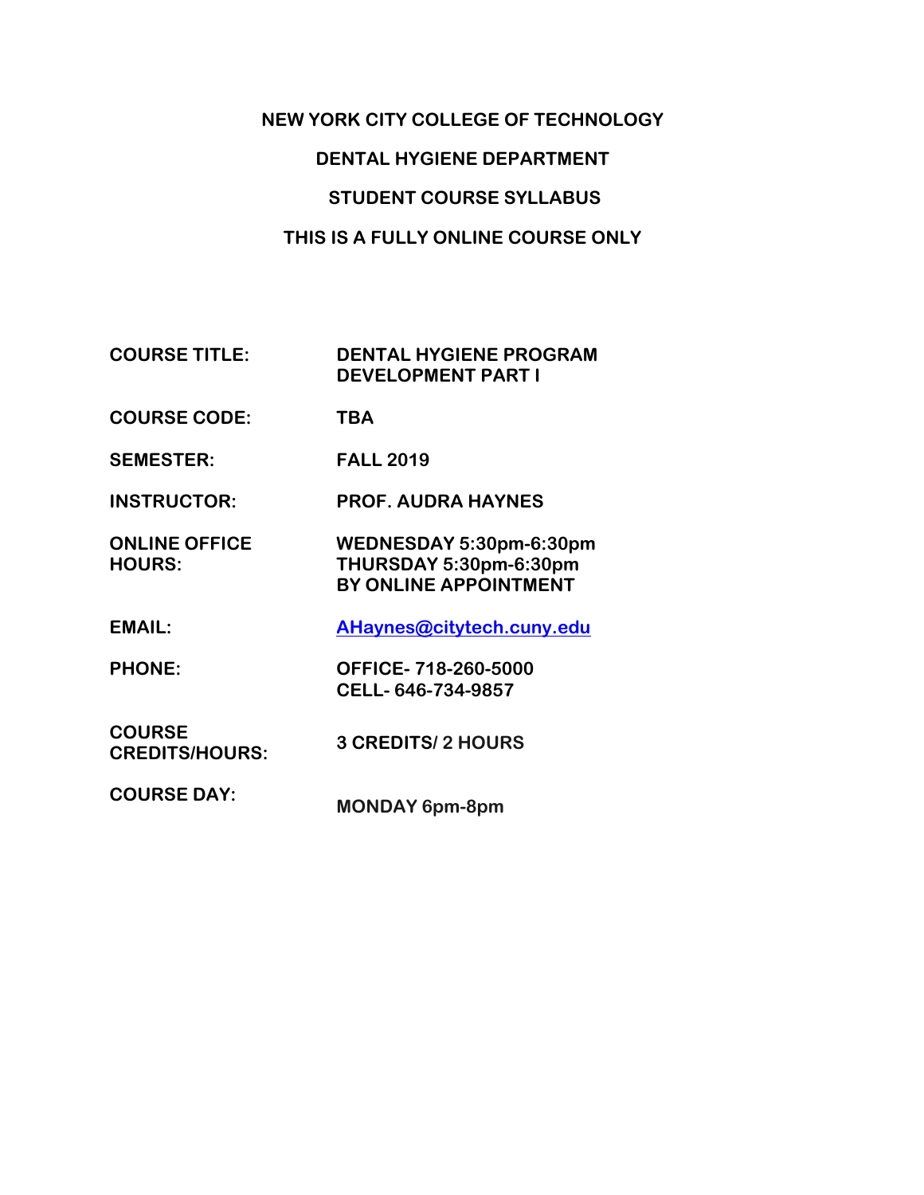**NEW YORK CITY COLLEGE OF TECHNOLOGY**

**DENTAL HYGIENE DEPARTMENT**

**STUDENT COURSE SYLLABUS**

**THIS IS A FULLY ONLINE COURSE ONLY**

| | |
|---|---|
| **COURSE TITLE:** | **DENTAL HYGIENE PROGRAM DEVELOPMENT PART I** |
| **COURSE CODE:** | **TBA** |
| **SEMESTER:** | **FALL 2019** |
| **INSTRUCTOR:** | **PROF. AUDRA HAYNES** |
| **ONLINE OFFICE HOURS:** | **WEDNESDAY 5:30pm-6:30pm**<br>**THURSDAY 5:30pm-6:30pm**<br>**BY ONLINE APPOINTMENT** |
| **EMAIL:** | **AHaynes@citytech.cuny.edu** |
| **PHONE:** | **OFFICE- 718-260-5000**<br>**CELL- 646-734-9857** |
| **COURSE CREDITS/HOURS:** | **3 CREDITS/ 2 HOURS** |
| **COURSE DAY:** | **MONDAY 6pm-8pm** |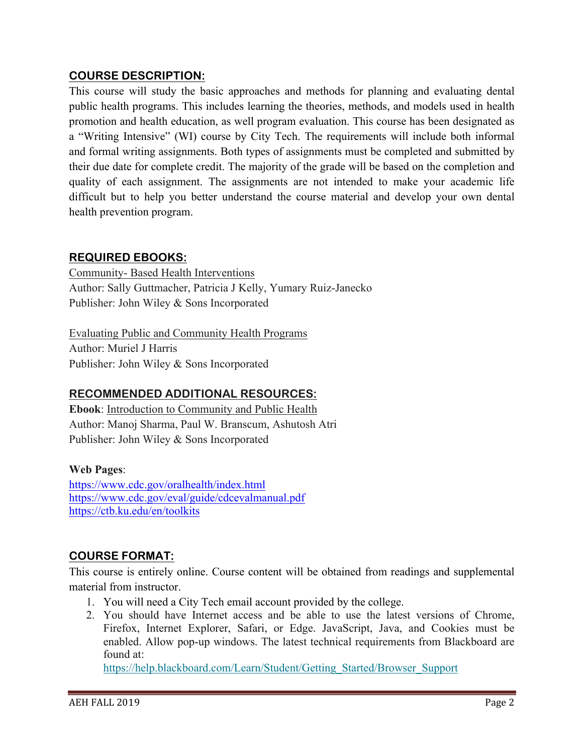## COURSE DESCRIPTION:

This course will study the basic approaches and methods for planning and evaluating dental public health programs. This includes learning the theories, methods, and models used in health promotion and health education, as well program evaluation. This course has been designated as a "Writing Intensive" (WI) course by City Tech. The requirements will include both informal and formal writing assignments. Both types of assignments must be completed and submitted by their due date for complete credit. The majority of the grade will be based on the completion and quality of each assignment. The assignments are not intended to make your academic life difficult but to help you better understand the course material and develop your own dental health prevention program.

## REQUIRED EBOOKS:

Community- Based Health Interventions
Author: Sally Guttmacher, Patricia J Kelly, Yumary Ruiz-Janecko
Publisher: John Wiley & Sons Incorporated

Evaluating Public and Community Health Programs
Author: Muriel J Harris
Publisher: John Wiley & Sons Incorporated

## RECOMMENDED ADDITIONAL RESOURCES:

**Ebook**: Introduction to Community and Public Health
Author: Manoj Sharma, Paul W. Branscum, Ashutosh Atri
Publisher: John Wiley & Sons Incorporated

**Web Pages**:
https://www.cdc.gov/oralhealth/index.html
https://www.cdc.gov/eval/guide/cdcevalmanual.pdf
https://ctb.ku.edu/en/toolkits

## COURSE FORMAT:

This course is entirely online. Course content will be obtained from readings and supplemental material from instructor.

1. You will need a City Tech email account provided by the college.
2. You should have Internet access and be able to use the latest versions of Chrome, Firefox, Internet Explorer, Safari, or Edge. JavaScript, Java, and Cookies must be enabled. Allow pop-up windows. The latest technical requirements from Blackboard are found at:
   https://help.blackboard.com/Learn/Student/Getting_Started/Browser_Support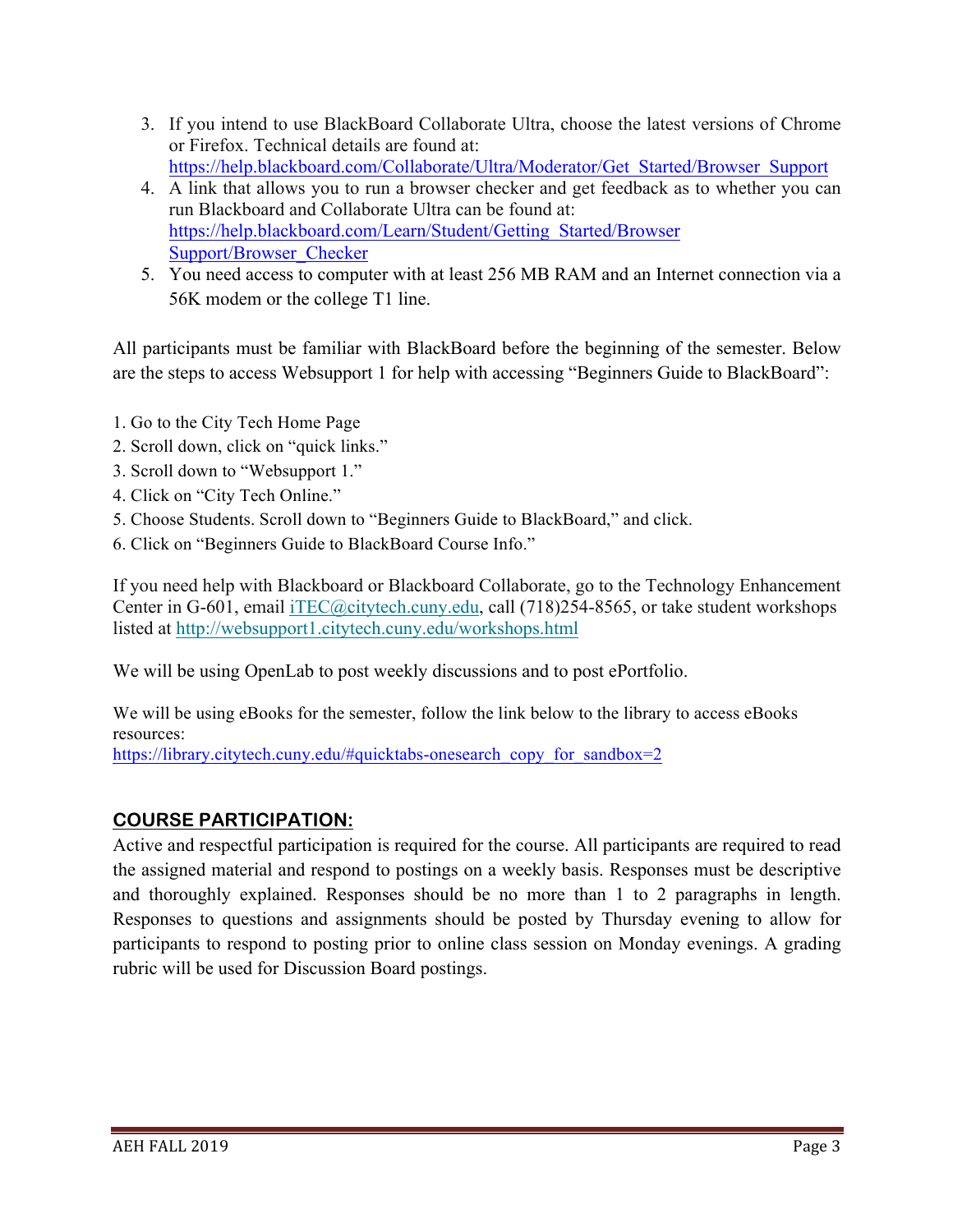3. If you intend to use BlackBoard Collaborate Ultra, choose the latest versions of Chrome or Firefox. Technical details are found at: https://help.blackboard.com/Collaborate/Ultra/Moderator/Get_Started/Browser_Support
4. A link that allows you to run a browser checker and get feedback as to whether you can run Blackboard and Collaborate Ultra can be found at: https://help.blackboard.com/Learn/Student/Getting_Started/Browser Support/Browser_Checker
5. You need access to computer with at least 256 MB RAM and an Internet connection via a 56K modem or the college T1 line.

All participants must be familiar with BlackBoard before the beginning of the semester. Below are the steps to access Websupport 1 for help with accessing "Beginners Guide to BlackBoard":

1. Go to the City Tech Home Page
2. Scroll down, click on "quick links."
3. Scroll down to "Websupport 1."
4. Click on "City Tech Online."
5. Choose Students. Scroll down to "Beginners Guide to BlackBoard," and click.
6. Click on "Beginners Guide to BlackBoard Course Info."

If you need help with Blackboard or Blackboard Collaborate, go to the Technology Enhancement Center in G-601, email iTEC@citytech.cuny.edu, call (718)254-8565, or take student workshops listed at http://websupport1.citytech.cuny.edu/workshops.html

We will be using OpenLab to post weekly discussions and to post ePortfolio.

We will be using eBooks for the semester, follow the link below to the library to access eBooks resources:
https://library.citytech.cuny.edu/#quicktabs-onesearch_copy_for_sandbox=2

## COURSE PARTICIPATION:

Active and respectful participation is required for the course. All participants are required to read the assigned material and respond to postings on a weekly basis. Responses must be descriptive and thoroughly explained. Responses should be no more than 1 to 2 paragraphs in length. Responses to questions and assignments should be posted by Thursday evening to allow for participants to respond to posting prior to online class session on Monday evenings. A grading rubric will be used for Discussion Board postings.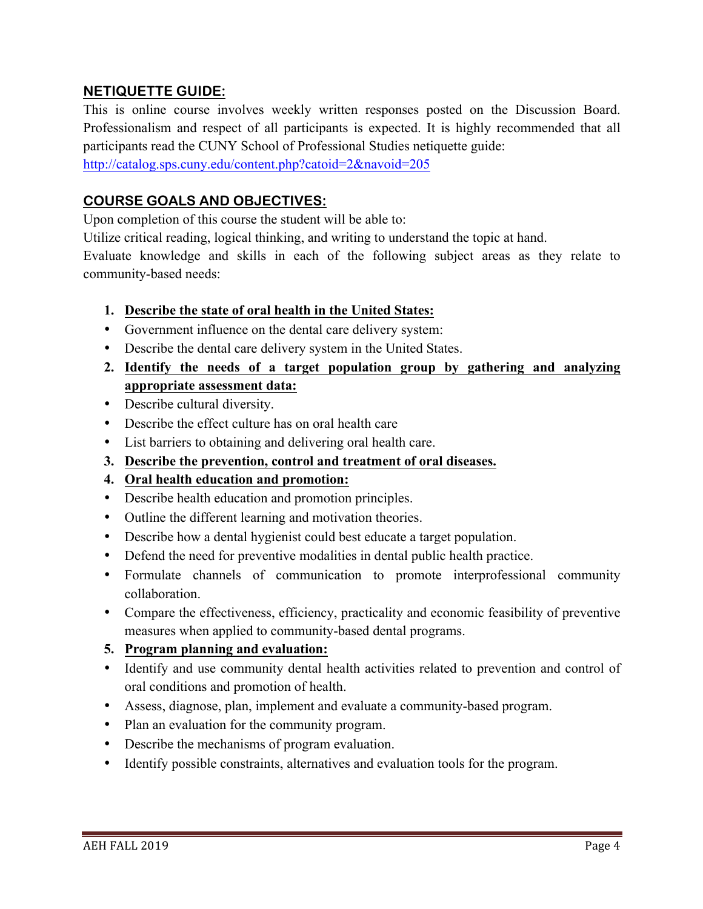## NETIQUETTE GUIDE:

This is online course involves weekly written responses posted on the Discussion Board. Professionalism and respect of all participants is expected. It is highly recommended that all participants read the CUNY School of Professional Studies netiquette guide: http://catalog.sps.cuny.edu/content.php?catoid=2&navoid=205

## COURSE GOALS AND OBJECTIVES:

Upon completion of this course the student will be able to:

Utilize critical reading, logical thinking, and writing to understand the topic at hand.

Evaluate knowledge and skills in each of the following subject areas as they relate to community-based needs:

1. **Describe the state of oral health in the United States:**
   - Government influence on the dental care delivery system:
   - Describe the dental care delivery system in the United States.
2. **Identify the needs of a target population group by gathering and analyzing appropriate assessment data:**
   - Describe cultural diversity.
   - Describe the effect culture has on oral health care
   - List barriers to obtaining and delivering oral health care.
3. **Describe the prevention, control and treatment of oral diseases.**
4. **Oral health education and promotion:**
   - Describe health education and promotion principles.
   - Outline the different learning and motivation theories.
   - Describe how a dental hygienist could best educate a target population.
   - Defend the need for preventive modalities in dental public health practice.
   - Formulate channels of communication to promote interprofessional community collaboration.
   - Compare the effectiveness, efficiency, practicality and economic feasibility of preventive measures when applied to community-based dental programs.
5. **Program planning and evaluation:**
   - Identify and use community dental health activities related to prevention and control of oral conditions and promotion of health.
   - Assess, diagnose, plan, implement and evaluate a community-based program.
   - Plan an evaluation for the community program.
   - Describe the mechanisms of program evaluation.
   - Identify possible constraints, alternatives and evaluation tools for the program.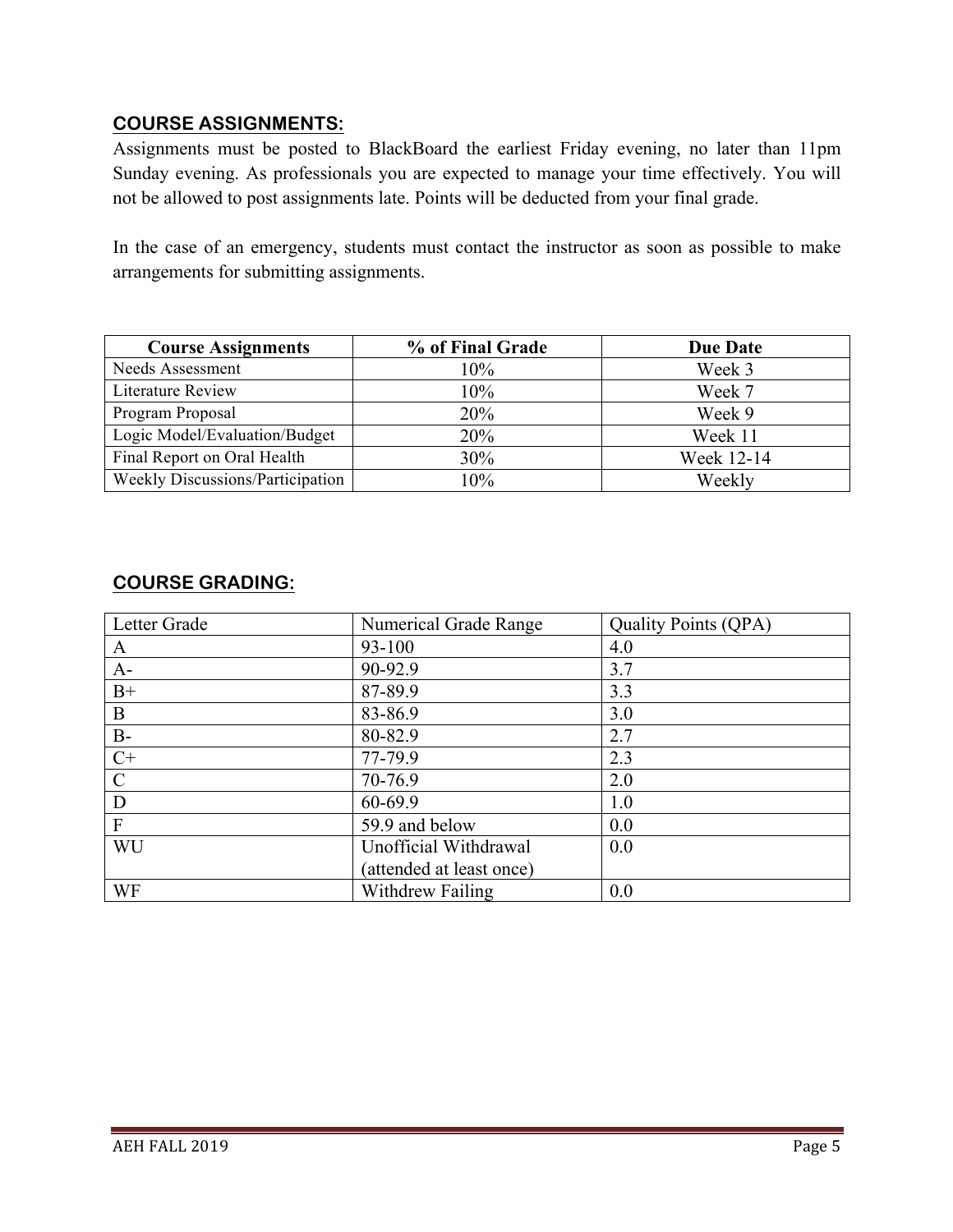## COURSE ASSIGNMENTS:

Assignments must be posted to BlackBoard the earliest Friday evening, no later than 11pm Sunday evening. As professionals you are expected to manage your time effectively. You will not be allowed to post assignments late. Points will be deducted from your final grade.

In the case of an emergency, students must contact the instructor as soon as possible to make arrangements for submitting assignments.

| Course Assignments | % of Final Grade | Due Date |
|---|---|---|
| Needs Assessment | 10% | Week 3 |
| Literature Review | 10% | Week 7 |
| Program Proposal | 20% | Week 9 |
| Logic Model/Evaluation/Budget | 20% | Week 11 |
| Final Report on Oral Health | 30% | Week 12-14 |
| Weekly Discussions/Participation | 10% | Weekly |

## COURSE GRADING:

| Letter Grade | Numerical Grade Range | Quality Points (QPA) |
|---|---|---|
| A | 93-100 | 4.0 |
| A- | 90-92.9 | 3.7 |
| B+ | 87-89.9 | 3.3 |
| B | 83-86.9 | 3.0 |
| B- | 80-82.9 | 2.7 |
| C+ | 77-79.9 | 2.3 |
| C | 70-76.9 | 2.0 |
| D | 60-69.9 | 1.0 |
| F | 59.9 and below | 0.0 |
| WU | Unofficial Withdrawal (attended at least once) | 0.0 |
| WF | Withdrew Failing | 0.0 |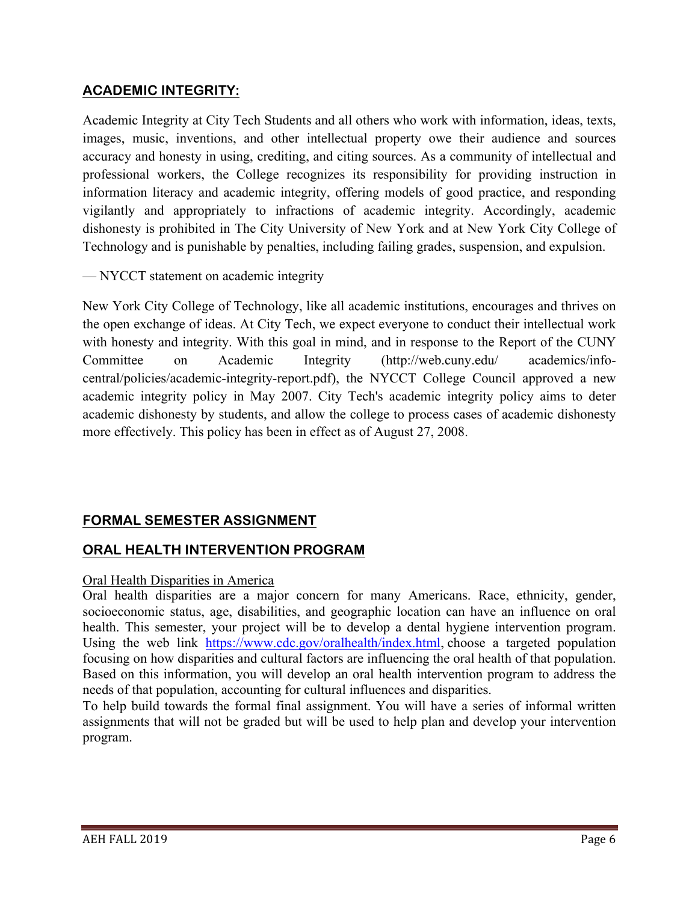## ACADEMIC INTEGRITY:

Academic Integrity at City Tech Students and all others who work with information, ideas, texts, images, music, inventions, and other intellectual property owe their audience and sources accuracy and honesty in using, crediting, and citing sources. As a community of intellectual and professional workers, the College recognizes its responsibility for providing instruction in information literacy and academic integrity, offering models of good practice, and responding vigilantly and appropriately to infractions of academic integrity. Accordingly, academic dishonesty is prohibited in The City University of New York and at New York City College of Technology and is punishable by penalties, including failing grades, suspension, and expulsion.

— NYCCT statement on academic integrity

New York City College of Technology, like all academic institutions, encourages and thrives on the open exchange of ideas. At City Tech, we expect everyone to conduct their intellectual work with honesty and integrity. With this goal in mind, and in response to the Report of the CUNY Committee on Academic Integrity (http://web.cuny.edu/ academics/info-central/policies/academic-integrity-report.pdf), the NYCCT College Council approved a new academic integrity policy in May 2007. City Tech's academic integrity policy aims to deter academic dishonesty by students, and allow the college to process cases of academic dishonesty more effectively. This policy has been in effect as of August 27, 2008.

## FORMAL SEMESTER ASSIGNMENT

## ORAL HEALTH INTERVENTION PROGRAM

Oral Health Disparities in America

Oral health disparities are a major concern for many Americans. Race, ethnicity, gender, socioeconomic status, age, disabilities, and geographic location can have an influence on oral health. This semester, your project will be to develop a dental hygiene intervention program. Using the web link https://www.cdc.gov/oralhealth/index.html, choose a targeted population focusing on how disparities and cultural factors are influencing the oral health of that population. Based on this information, you will develop an oral health intervention program to address the needs of that population, accounting for cultural influences and disparities.

To help build towards the formal final assignment. You will have a series of informal written assignments that will not be graded but will be used to help plan and develop your intervention program.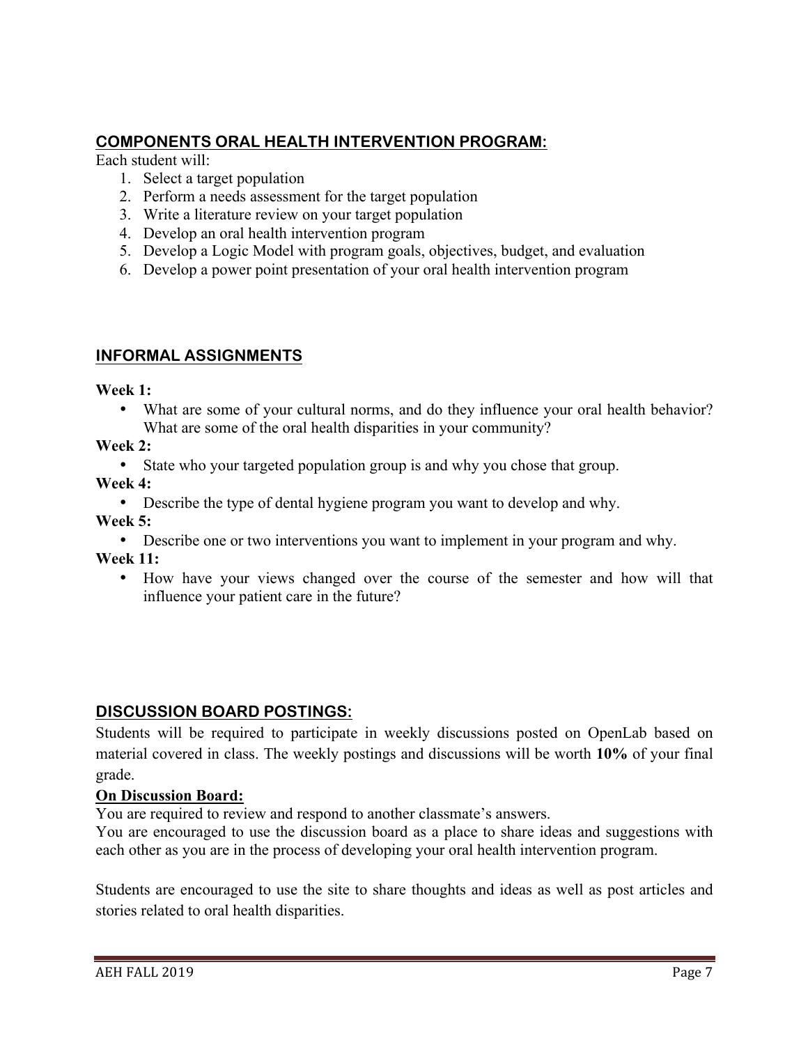## COMPONENTS ORAL HEALTH INTERVENTION PROGRAM:

Each student will:

1. Select a target population
2. Perform a needs assessment for the target population
3. Write a literature review on your target population
4. Develop an oral health intervention program
5. Develop a Logic Model with program goals, objectives, budget, and evaluation
6. Develop a power point presentation of your oral health intervention program

## INFORMAL ASSIGNMENTS

**Week 1:**

- What are some of your cultural norms, and do they influence your oral health behavior? What are some of the oral health disparities in your community?

**Week 2:**

- State who your targeted population group is and why you chose that group.

**Week 4:**

- Describe the type of dental hygiene program you want to develop and why.

**Week 5:**

- Describe one or two interventions you want to implement in your program and why.

**Week 11:**

- How have your views changed over the course of the semester and how will that influence your patient care in the future?

## DISCUSSION BOARD POSTINGS:

Students will be required to participate in weekly discussions posted on OpenLab based on material covered in class. The weekly postings and discussions will be worth **10%** of your final grade.

**On Discussion Board:**

You are required to review and respond to another classmate's answers.

You are encouraged to use the discussion board as a place to share ideas and suggestions with each other as you are in the process of developing your oral health intervention program.

Students are encouraged to use the site to share thoughts and ideas as well as post articles and stories related to oral health disparities.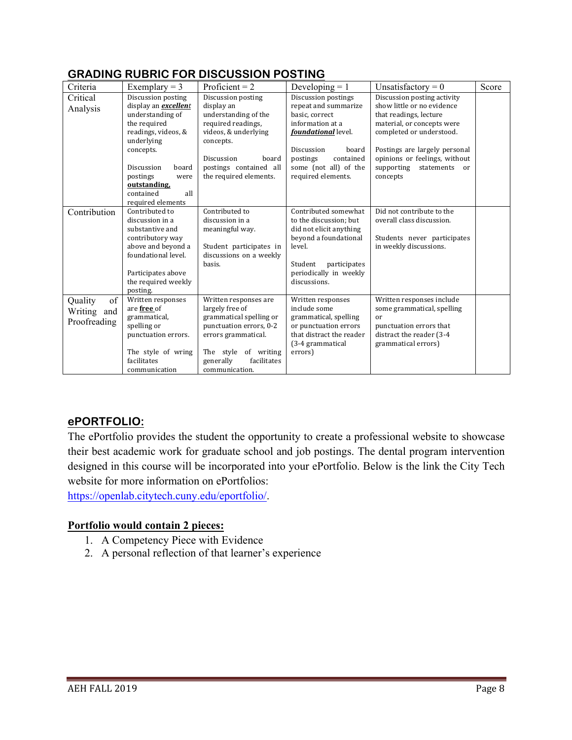## GRADING RUBRIC FOR DISCUSSION POSTING

| Criteria | Exemplary = 3 | Proficient = 2 | Developing = 1 | Unsatisfactory = 0 | Score |
|---|---|---|---|---|---|
| Critical Analysis | Discussion posting display an ***excellent*** understanding of the required readings, videos, & underlying concepts.<br><br>Discussion board postings were **outstanding,** contained all required elements | Discussion posting display an understanding of the required readings, videos, & underlying concepts.<br><br>Discussion board postings contained all the required elements. | Discussion postings repeat and summarize basic, correct information at a ***foundational*** level.<br><br>Discussion board postings contained some (not all) of the required elements. | Discussion posting activity show little or no evidence that readings, lecture material, or concepts were completed or understood.<br><br>Postings are largely personal opinions or feelings, without supporting statements or concepts | |
| Contribution | Contributed to discussion in a substantive and contributory way above and beyond a foundational level.<br><br>Participates above the required weekly posting. | Contributed to discussion in a meaningful way.<br><br>Student participates in discussions on a weekly basis. | Contributed somewhat to the discussion; but did not elicit anything beyond a foundational level.<br><br>Student participates periodically in weekly discussions. | Did not contribute to the overall class discussion.<br><br>Students never participates in weekly discussions. | |
| Quality of Writing and Proofreading | Written responses are **free** of grammatical, spelling or punctuation errors.<br><br>The style of wring facilitates communication | Written responses are largely free of grammatical spelling or punctuation errors, 0-2 errors grammatical.<br><br>The style of writing generally facilitates communication. | Written responses include some grammatical, spelling or punctuation errors that distract the reader (3-4 grammatical errors) | Written responses include some grammatical, spelling or punctuation errors that distract the reader (3-4 grammatical errors) | |

## ePORTFOLIO:

The ePortfolio provides the student the opportunity to create a professional website to showcase their best academic work for graduate school and job postings. The dental program intervention designed in this course will be incorporated into your ePortfolio. Below is the link the City Tech website for more information on ePortfolios:
https://openlab.citytech.cuny.edu/eportfolio/.

**Portfolio would contain 2 pieces:**

1. A Competency Piece with Evidence
2. A personal reflection of that learner's experience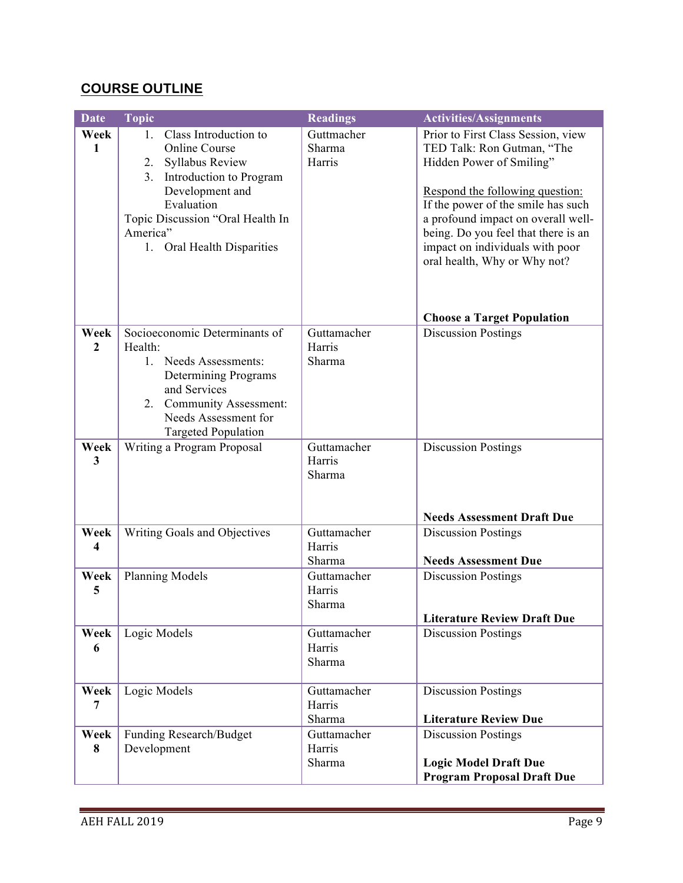## COURSE OUTLINE

| Date | Topic | Readings | Activities/Assignments |
|---|---|---|---|
| Week 1 | 1. Class Introduction to Online Course<br>2. Syllabus Review<br>3. Introduction to Program Development and Evaluation<br>Topic Discussion "Oral Health In America"<br>1. Oral Health Disparities | Guttmacher<br>Sharma<br>Harris | Prior to First Class Session, view TED Talk: Ron Gutman, "The Hidden Power of Smiling"<br><br><u>Respond the following question:</u> If the power of the smile has such a profound impact on overall well-being. Do you feel that there is an impact on individuals with poor oral health, Why or Why not?<br><br>**Choose a Target Population** |
| Week 2 | Socioeconomic Determinants of Health:<br>1. Needs Assessments: Determining Programs and Services<br>2. Community Assessment: Needs Assessment for Targeted Population | Guttamacher<br>Harris<br>Sharma | Discussion Postings |
| Week 3 | Writing a Program Proposal | Guttamacher<br>Harris<br>Sharma | Discussion Postings<br><br>**Needs Assessment Draft Due** |
| Week 4 | Writing Goals and Objectives | Guttamacher<br>Harris<br>Sharma | Discussion Postings<br><br>**Needs Assessment Due** |
| Week 5 | Planning Models | Guttamacher<br>Harris<br>Sharma | Discussion Postings<br><br>**Literature Review Draft Due** |
| Week 6 | Logic Models | Guttamacher<br>Harris<br>Sharma | Discussion Postings |
| Week 7 | Logic Models | Guttamacher<br>Harris<br>Sharma | Discussion Postings<br><br>**Literature Review Due** |
| Week 8 | Funding Research/Budget Development | Guttamacher<br>Harris<br>Sharma | Discussion Postings<br><br>**Logic Model Draft Due**<br>**Program Proposal Draft Due** |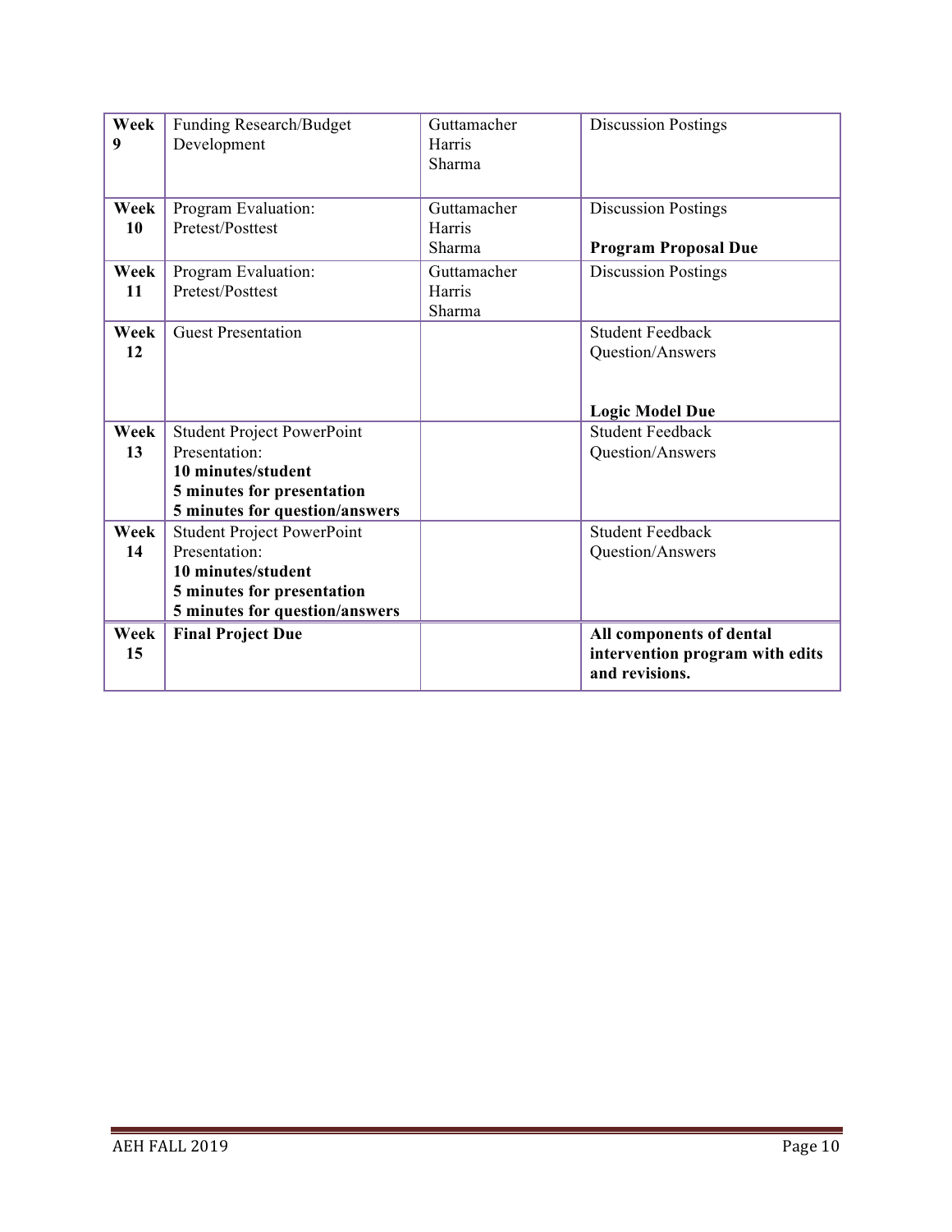| Week 9 | Funding Research/Budget Development | Guttamacher Harris Sharma | Discussion Postings |
|---|---|---|---|
| **Week 10** | Program Evaluation: Pretest/Posttest | Guttamacher Harris Sharma | Discussion Postings<br><br>**Program Proposal Due** |
| **Week 11** | Program Evaluation: Pretest/Posttest | Guttamacher Harris Sharma | Discussion Postings |
| **Week 12** | Guest Presentation | | Student Feedback Question/Answers<br><br>**Logic Model Due** |
| **Week 13** | Student Project PowerPoint Presentation:<br>**10 minutes/student**<br>**5 minutes for presentation**<br>**5 minutes for question/answers** | | Student Feedback Question/Answers |
| **Week 14** | Student Project PowerPoint Presentation:<br>**10 minutes/student**<br>**5 minutes for presentation**<br>**5 minutes for question/answers** | | Student Feedback Question/Answers |
| **Week 15** | **Final Project Due** | | **All components of dental intervention program with edits and revisions.** |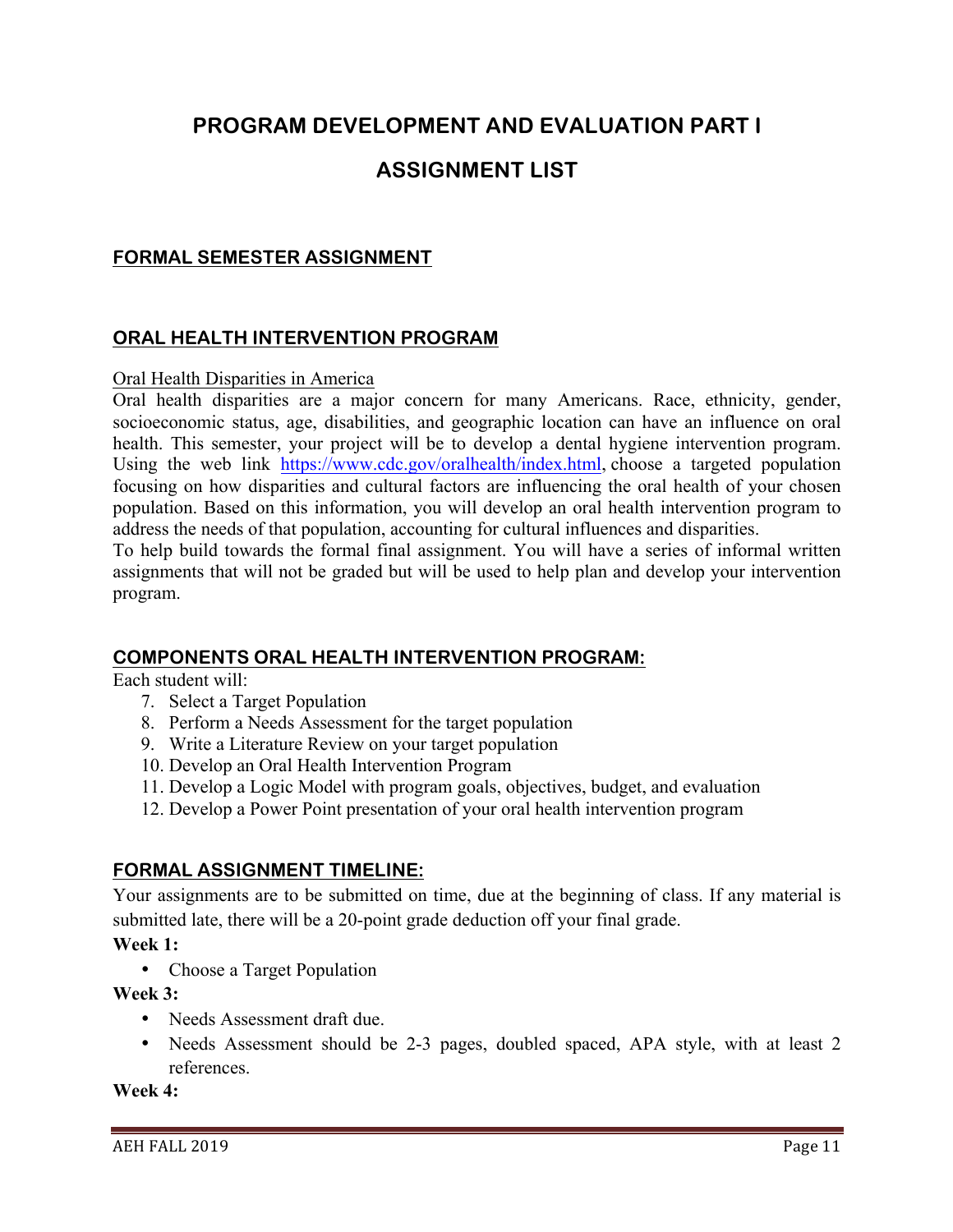# PROGRAM DEVELOPMENT AND EVALUATION PART I

# ASSIGNMENT LIST

## FORMAL SEMESTER ASSIGNMENT

## ORAL HEALTH INTERVENTION PROGRAM

Oral Health Disparities in America

Oral health disparities are a major concern for many Americans. Race, ethnicity, gender, socioeconomic status, age, disabilities, and geographic location can have an influence on oral health. This semester, your project will be to develop a dental hygiene intervention program. Using the web link https://www.cdc.gov/oralhealth/index.html, choose a targeted population focusing on how disparities and cultural factors are influencing the oral health of your chosen population. Based on this information, you will develop an oral health intervention program to address the needs of that population, accounting for cultural influences and disparities.

To help build towards the formal final assignment. You will have a series of informal written assignments that will not be graded but will be used to help plan and develop your intervention program.

## COMPONENTS ORAL HEALTH INTERVENTION PROGRAM:

Each student will:

7. Select a Target Population
8. Perform a Needs Assessment for the target population
9. Write a Literature Review on your target population
10. Develop an Oral Health Intervention Program
11. Develop a Logic Model with program goals, objectives, budget, and evaluation
12. Develop a Power Point presentation of your oral health intervention program

## FORMAL ASSIGNMENT TIMELINE:

Your assignments are to be submitted on time, due at the beginning of class. If any material is submitted late, there will be a 20-point grade deduction off your final grade.

**Week 1:**

- Choose a Target Population

**Week 3:**

- Needs Assessment draft due.
- Needs Assessment should be 2-3 pages, doubled spaced, APA style, with at least 2 references.

**Week 4:**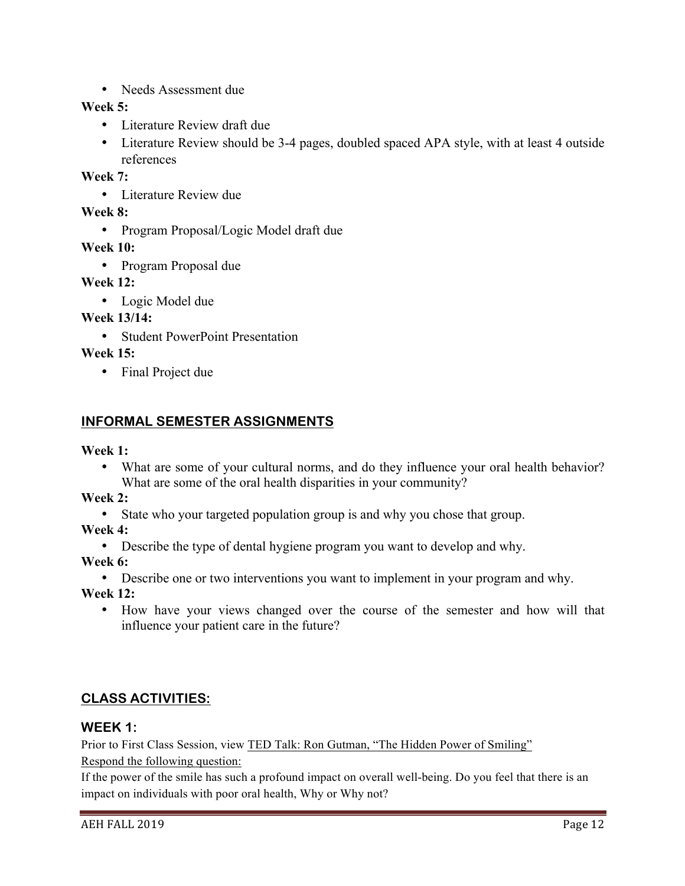- Needs Assessment due

**Week 5:**

- Literature Review draft due
- Literature Review should be 3-4 pages, doubled spaced APA style, with at least 4 outside references

**Week 7:**

- Literature Review due

**Week 8:**

- Program Proposal/Logic Model draft due

**Week 10:**

- Program Proposal due

**Week 12:**

- Logic Model due

**Week 13/14:**

- Student PowerPoint Presentation

**Week 15:**

- Final Project due

## INFORMAL SEMESTER ASSIGNMENTS

**Week 1:**

- What are some of your cultural norms, and do they influence your oral health behavior? What are some of the oral health disparities in your community?

**Week 2:**

- State who your targeted population group is and why you chose that group.

**Week 4:**

- Describe the type of dental hygiene program you want to develop and why.

**Week 6:**

- Describe one or two interventions you want to implement in your program and why.

**Week 12:**

- How have your views changed over the course of the semester and how will that influence your patient care in the future?

## CLASS ACTIVITIES:

### WEEK 1:

Prior to First Class Session, view TED Talk: Ron Gutman, "The Hidden Power of Smiling"

Respond the following question:

If the power of the smile has such a profound impact on overall well-being. Do you feel that there is an impact on individuals with poor oral health, Why or Why not?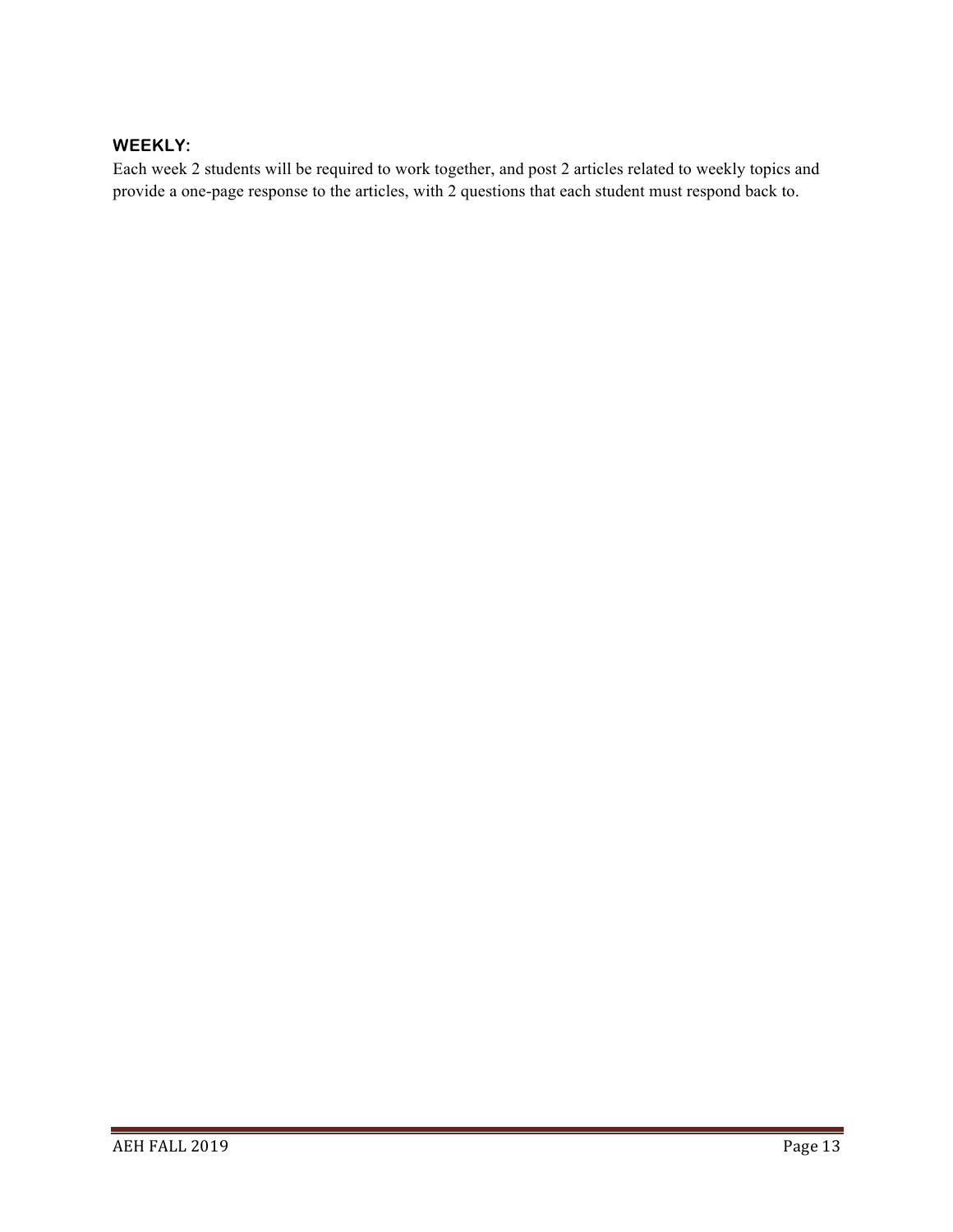**WEEKLY:**

Each week 2 students will be required to work together, and post 2 articles related to weekly topics and provide a one-page response to the articles, with 2 questions that each student must respond back to.